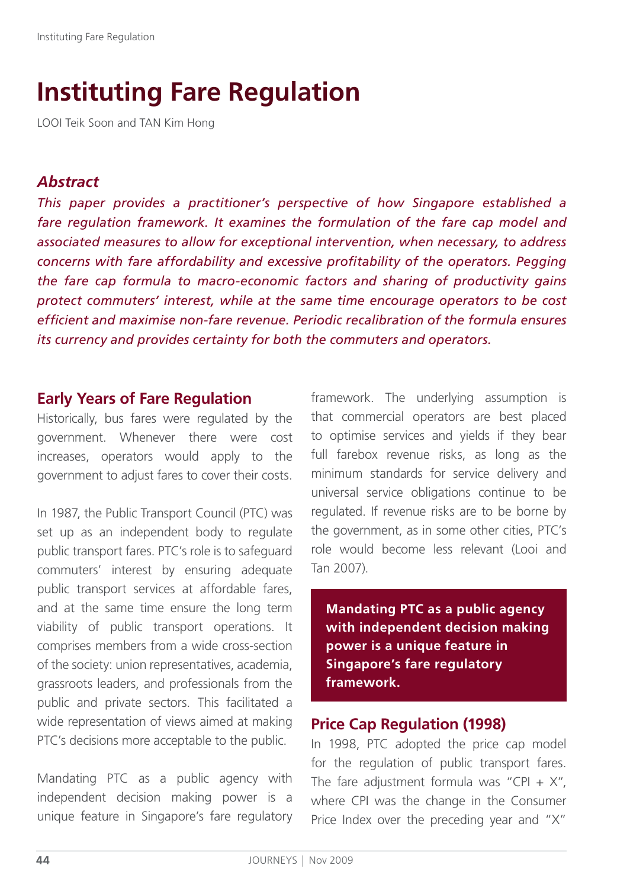# Instituting Fare Regulation

LOOI Teik Soon and TAN Kim Hong

## *Abstract*

*This paper provides a practitioner's perspective of how Singapore established a fare regulation framework. It examines the formulation of the fare cap model and associated measures to allow for exceptional intervention, when necessary, to address concerns with fare affordability and excessive profitability of the operators. Pegging the fare cap formula to macro-economic factors and sharing of productivity gains protect commuters' interest, while at the same time encourage operators to be cost efficient and maximise non-fare revenue. Periodic recalibration of the formula ensures its currency and provides certainty for both the commuters and operators.*

## Early Years of Fare Regulation

Historically, bus fares were regulated by the government. Whenever there were cost increases, operators would apply to the government to adjust fares to cover their costs.

In 1987, the Public Transport Council (PTC) was set up as an independent body to regulate public transport fares. PTC's role is to safeguard commuters' interest by ensuring adequate public transport services at affordable fares, and at the same time ensure the long term viability of public transport operations. It comprises members from a wide cross-section of the society: union representatives, academia, grassroots leaders, and professionals from the public and private sectors. This facilitated a wide representation of views aimed at making PTC's decisions more acceptable to the public.

Mandating PTC as a public agency with independent decision making power is a unique feature in Singapore's fare regulatory framework. The underlying assumption is that commercial operators are best placed to optimise services and yields if they bear full farebox revenue risks, as long as the minimum standards for service delivery and universal service obligations continue to be regulated. If revenue risks are to be borne by the government, as in some other cities, PTC's role would become less relevant (Looi and Tan 2007).

**Mandating PTC as a public agency with independent decision making power is a unique feature in Singapore's fare regulatory framework.**

## Price Cap Regulation (1998)

In 1998, PTC adopted the price cap model for the regulation of public transport fares. The fare adjustment formula was "CPI + X", where CPI was the change in the Consumer Price Index over the preceding year and "X"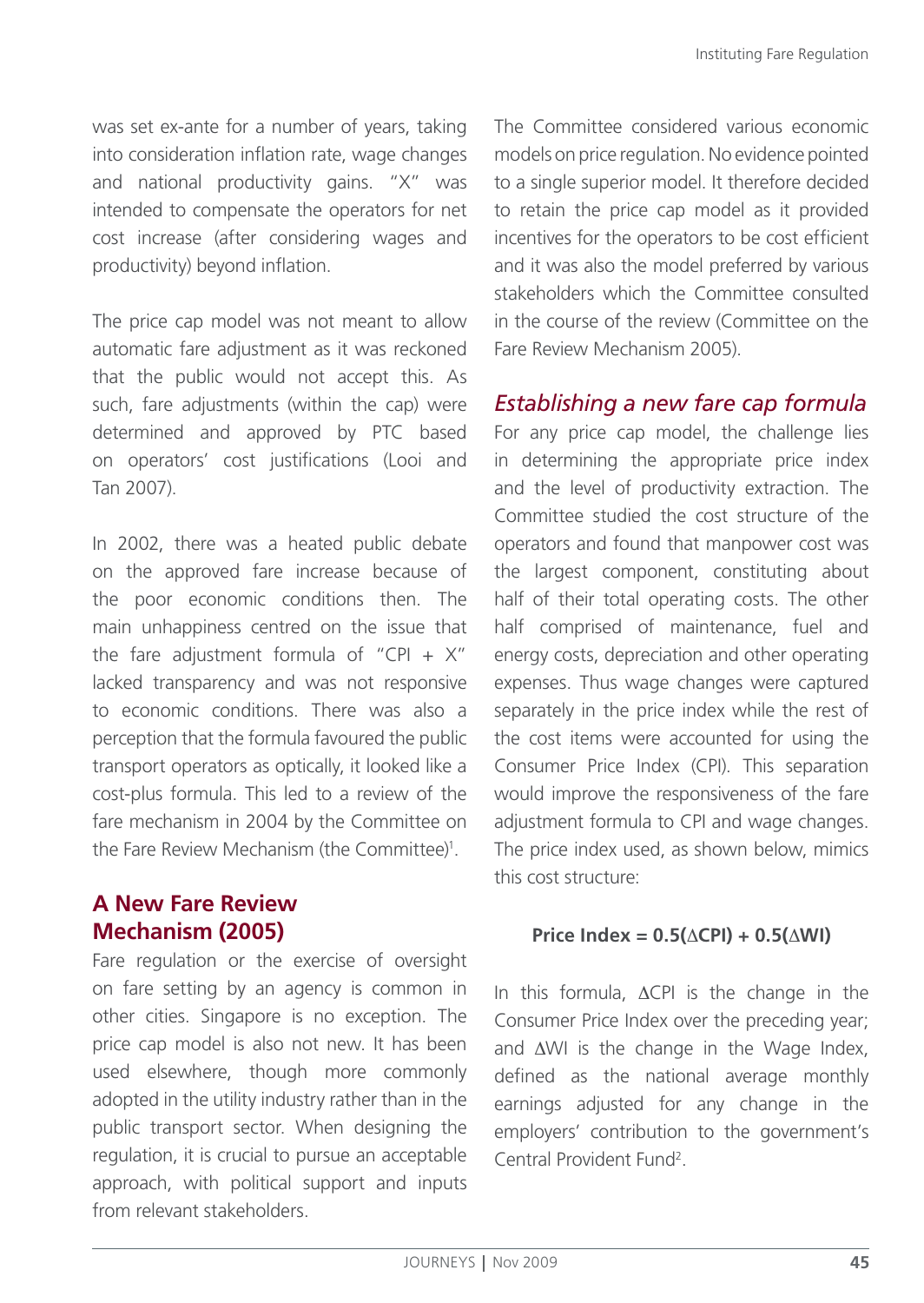was set ex-ante for a number of years, taking into consideration inflation rate, wage changes and national productivity gains. "X" was intended to compensate the operators for net cost increase (after considering wages and productivity) beyond inflation.

The price cap model was not meant to allow automatic fare adjustment as it was reckoned that the public would not accept this. As such, fare adjustments (within the cap) were determined and approved by PTC based on operators' cost justifications (Looi and Tan 2007).

In 2002, there was a heated public debate on the approved fare increase because of the poor economic conditions then. The main unhappiness centred on the issue that the fare adjustment formula of "CPI + X" lacked transparency and was not responsive to economic conditions. There was also a perception that the formula favoured the public transport operators as optically, it looked like a cost-plus formula. This led to a review of the fare mechanism in 2004 by the Committee on the Fare Review Mechanism (the Committee)[1].

## A New Fare Review Mechanism (2005)

Fare regulation or the exercise of oversight on fare setting by an agency is common in other cities. Singapore is no exception. The price cap model is also not new. It has been used elsewhere, though more commonly adopted in the utility industry rather than in the public transport sector. When designing the regulation, it is crucial to pursue an acceptable approach, with political support and inputs from relevant stakeholders.

The Committee considered various economic models on price regulation. No evidence pointed to a single superior model. It therefore decided to retain the price cap model as it provided incentives for the operators to be cost efficient and it was also the model preferred by various stakeholders which the Committee consulted in the course of the review (Committee on the Fare Review Mechanism 2005).

### *Establishing a new fare cap formula*

For any price cap model, the challenge lies in determining the appropriate price index and the level of productivity extraction. The Committee studied the cost structure of the operators and found that manpower cost was the largest component, constituting about half of their total operating costs. The other half comprised of maintenance, fuel and energy costs, depreciation and other operating expenses. Thus wage changes were captured separately in the price index while the rest of the cost items were accounted for using the Consumer Price Index (CPI). This separation would improve the responsiveness of the fare adjustment formula to CPI and wage changes. The price index used, as shown below, mimics this cost structure:

$$\textbf{Price Index} = 0.5(\Delta \text{CPI}) + 0.5(\Delta \text{WI})$$

In this formula, $\Delta$CPI is the change in the Consumer Price Index over the preceding year; and $\Delta$WI is the change in the Wage Index, defined as the national average monthly earnings adjusted for any change in the employers' contribution to the government's Central Provident Fund[2].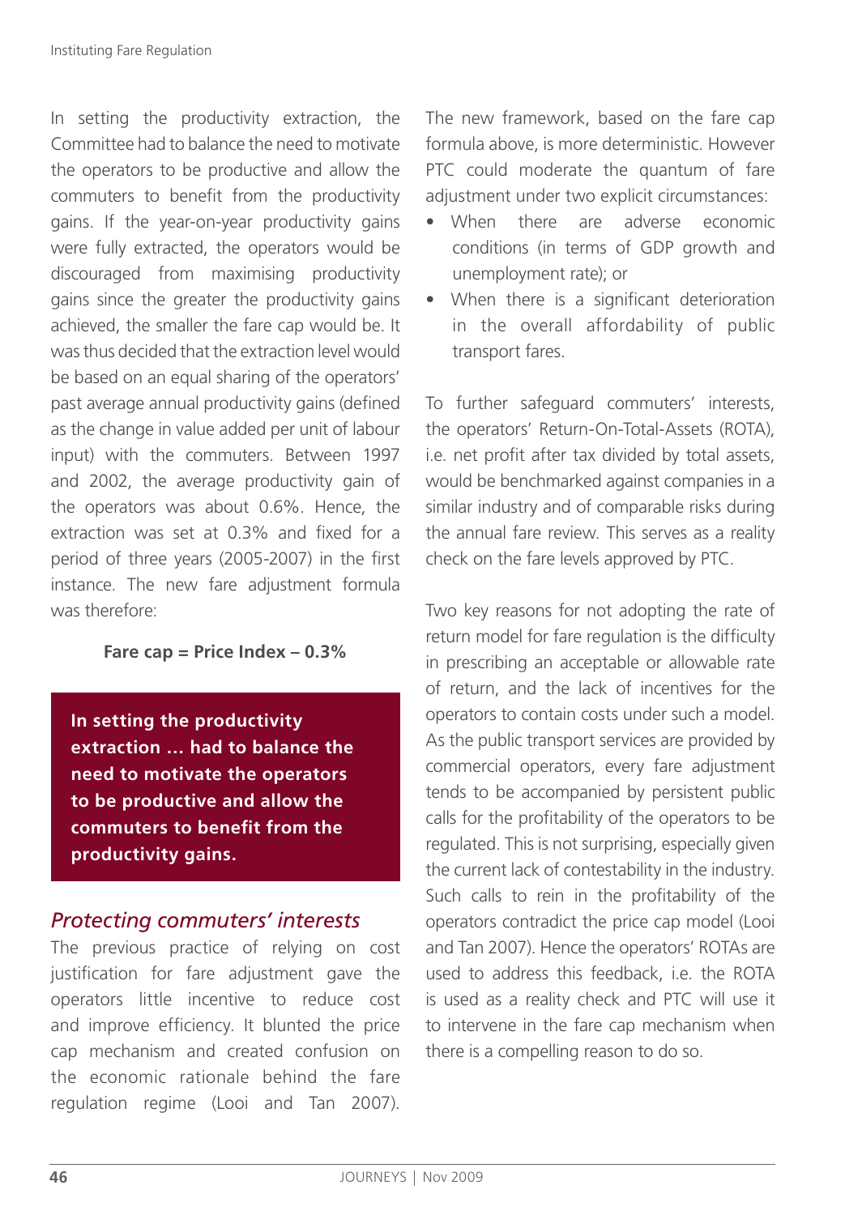In setting the productivity extraction, the Committee had to balance the need to motivate the operators to be productive and allow the commuters to benefit from the productivity gains. If the year-on-year productivity gains were fully extracted, the operators would be discouraged from maximising productivity gains since the greater the productivity gains achieved, the smaller the fare cap would be. It was thus decided that the extraction level would be based on an equal sharing of the operators' past average annual productivity gains (defined as the change in value added per unit of labour input) with the commuters. Between 1997 and 2002, the average productivity gain of the operators was about 0.6%. Hence, the extraction was set at 0.3% and fixed for a period of three years (2005-2007) in the first instance. The new fare adjustment formula was therefore:

**Fare cap = Price Index – 0.3%**

**In setting the productivity extraction ... had to balance the need to motivate the operators to be productive and allow the commuters to benefit from the productivity gains.**

## *Protecting commuters' interests*

The previous practice of relying on cost justification for fare adjustment gave the operators little incentive to reduce cost and improve efficiency. It blunted the price cap mechanism and created confusion on the economic rationale behind the fare regulation regime (Looi and Tan 2007).

The new framework, based on the fare cap formula above, is more deterministic. However PTC could moderate the quantum of fare adjustment under two explicit circumstances:

- When there are adverse economic conditions (in terms of GDP growth and unemployment rate); or
- When there is a significant deterioration in the overall affordability of public transport fares.

To further safeguard commuters' interests, the operators' Return-On-Total-Assets (ROTA), i.e. net profit after tax divided by total assets, would be benchmarked against companies in a similar industry and of comparable risks during the annual fare review. This serves as a reality check on the fare levels approved by PTC.

Two key reasons for not adopting the rate of return model for fare regulation is the difficulty in prescribing an acceptable or allowable rate of return, and the lack of incentives for the operators to contain costs under such a model. As the public transport services are provided by commercial operators, every fare adjustment tends to be accompanied by persistent public calls for the profitability of the operators to be regulated. This is not surprising, especially given the current lack of contestability in the industry. Such calls to rein in the profitability of the operators contradict the price cap model (Looi and Tan 2007). Hence the operators' ROTAs are used to address this feedback, i.e. the ROTA is used as a reality check and PTC will use it to intervene in the fare cap mechanism when there is a compelling reason to do so.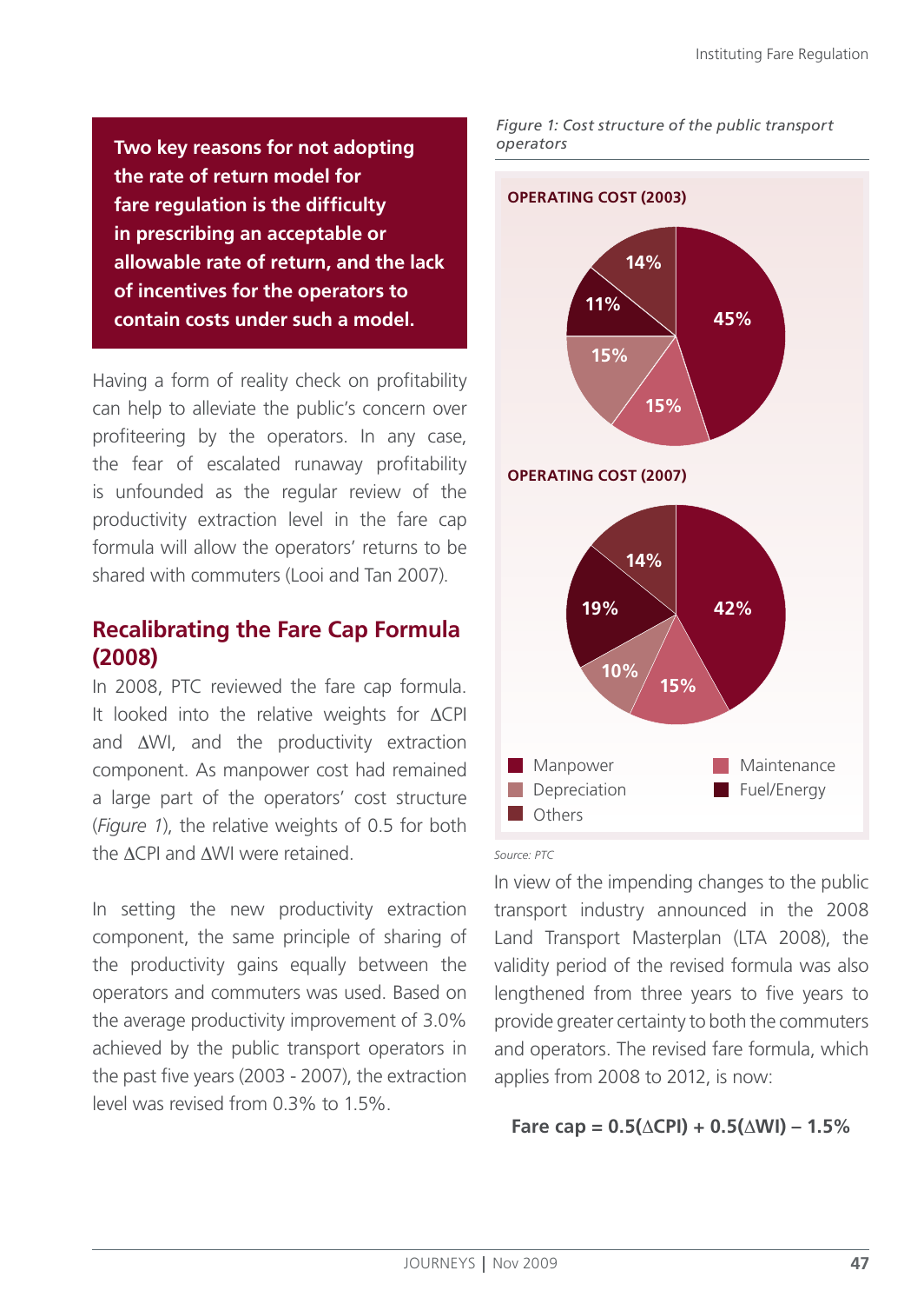**Two key reasons for not adopting the rate of return model for fare regulation is the difficulty in prescribing an acceptable or allowable rate of return, and the lack of incentives for the operators to contain costs under such a model.**

Having a form of reality check on profitability can help to alleviate the public's concern over profiteering by the operators. In any case, the fear of escalated runaway profitability is unfounded as the regular review of the productivity extraction level in the fare cap formula will allow the operators' returns to be shared with commuters (Looi and Tan 2007).

## Recalibrating the Fare Cap Formula (2008)

In 2008, PTC reviewed the fare cap formula. It looked into the relative weights for ∆CPI and ∆WI, and the productivity extraction component. As manpower cost had remained a large part of the operators' cost structure (*Figure 1*), the relative weights of 0.5 for both the ∆CPI and ∆WI were retained.

In setting the new productivity extraction component, the same principle of sharing of the productivity gains equally between the operators and commuters was used. Based on the average productivity improvement of 3.0% achieved by the public transport operators in the past five years (2003 - 2007), the extraction level was revised from 0.3% to 1.5%.

*Figure 1: Cost structure of the public transport operators*

**OPERATING COST (2003)**

| Category | Share |
| --- | --- |
| Manpower | 45% |
| Maintenance | 15% |
| Depreciation | 15% |
| Fuel/Energy | 11% |
| Others | 14% |

**OPERATING COST (2007)**

| Category | Share |
| --- | --- |
| Manpower | 42% |
| Maintenance | 15% |
| Depreciation | 10% |
| Fuel/Energy | 19% |
| Others | 14% |

Source: PTC

In view of the impending changes to the public transport industry announced in the 2008 Land Transport Masterplan (LTA 2008), the validity period of the revised formula was also lengthened from three years to five years to provide greater certainty to both the commuters and operators. The revised fare formula, which applies from 2008 to 2012, is now:

$$\text{Fare cap} = 0.5(\Delta CPI) + 0.5(\Delta WI) - 1.5\%$$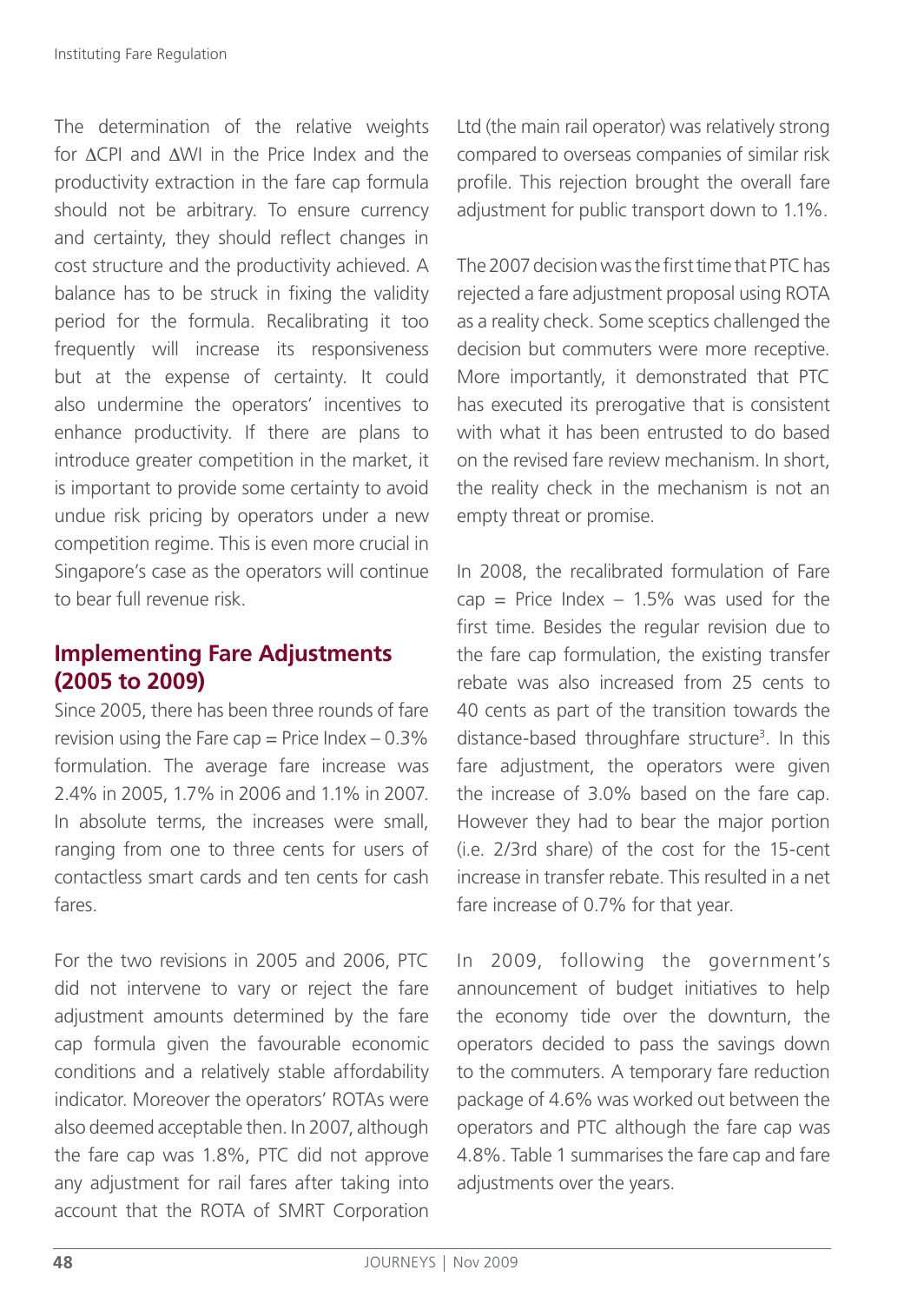The determination of the relative weights for $\Delta$CPI and $\Delta$WI in the Price Index and the productivity extraction in the fare cap formula should not be arbitrary. To ensure currency and certainty, they should reflect changes in cost structure and the productivity achieved. A balance has to be struck in fixing the validity period for the formula. Recalibrating it too frequently will increase its responsiveness but at the expense of certainty. It could also undermine the operators' incentives to enhance productivity. If there are plans to introduce greater competition in the market, it is important to provide some certainty to avoid undue risk pricing by operators under a new competition regime. This is even more crucial in Singapore's case as the operators will continue to bear full revenue risk.

## Implementing Fare Adjustments (2005 to 2009)

Since 2005, there has been three rounds of fare revision using the Fare cap = Price Index – 0.3% formulation. The average fare increase was 2.4% in 2005, 1.7% in 2006 and 1.1% in 2007. In absolute terms, the increases were small, ranging from one to three cents for users of contactless smart cards and ten cents for cash fares.

For the two revisions in 2005 and 2006, PTC did not intervene to vary or reject the fare adjustment amounts determined by the fare cap formula given the favourable economic conditions and a relatively stable affordability indicator. Moreover the operators' ROTAs were also deemed acceptable then. In 2007, although the fare cap was 1.8%, PTC did not approve any adjustment for rail fares after taking into account that the ROTA of SMRT Corporation Ltd (the main rail operator) was relatively strong compared to overseas companies of similar risk profile. This rejection brought the overall fare adjustment for public transport down to 1.1%.

The 2007 decision was the first time that PTC has rejected a fare adjustment proposal using ROTA as a reality check. Some sceptics challenged the decision but commuters were more receptive. More importantly, it demonstrated that PTC has executed its prerogative that is consistent with what it has been entrusted to do based on the revised fare review mechanism. In short, the reality check in the mechanism is not an empty threat or promise.

In 2008, the recalibrated formulation of Fare cap = Price Index – 1.5% was used for the first time. Besides the regular revision due to the fare cap formulation, the existing transfer rebate was also increased from 25 cents to 40 cents as part of the transition towards the distance-based throughfare structure[3]. In this fare adjustment, the operators were given the increase of 3.0% based on the fare cap. However they had to bear the major portion (i.e. 2/3rd share) of the cost for the 15-cent increase in transfer rebate. This resulted in a net fare increase of 0.7% for that year.

In 2009, following the government's announcement of budget initiatives to help the economy tide over the downturn, the operators decided to pass the savings down to the commuters. A temporary fare reduction package of 4.6% was worked out between the operators and PTC although the fare cap was 4.8%. Table 1 summarises the fare cap and fare adjustments over the years.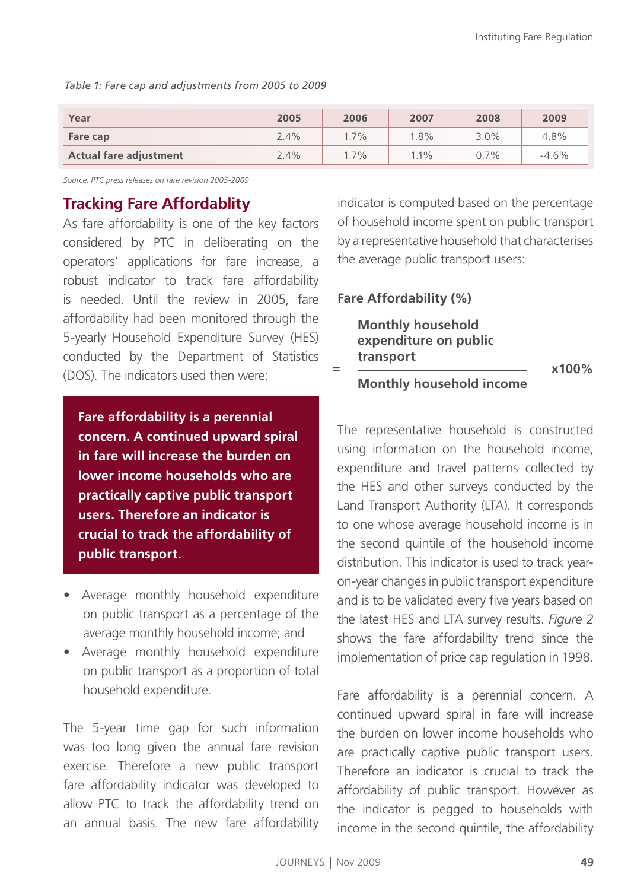*Table 1: Fare cap and adjustments from 2005 to 2009*

| Year | 2005 | 2006 | 2007 | 2008 | 2009 |
|---|---|---|---|---|---|
| Fare cap | 2.4% | 1.7% | 1.8% | 3.0% | 4.8% |
| Actual fare adjustment | 2.4% | 1.7% | 1.1% | 0.7% | -4.6% |

*Source: PTC press releases on fare revision 2005-2009*

## Tracking Fare Affordablity

As fare affordability is one of the key factors considered by PTC in deliberating on the operators' applications for fare increase, a robust indicator to track fare affordability is needed. Until the review in 2005, fare affordability had been monitored through the 5-yearly Household Expenditure Survey (HES) conducted by the Department of Statistics (DOS). The indicators used then were:

**Fare affordability is a perennial concern. A continued upward spiral in fare will increase the burden on lower income households who are practically captive public transport users. Therefore an indicator is crucial to track the affordability of public transport.**

- Average monthly household expenditure on public transport as a percentage of the average monthly household income; and
- Average monthly household expenditure on public transport as a proportion of total household expenditure.

The 5-year time gap for such information was too long given the annual fare revision exercise. Therefore a new public transport fare affordability indicator was developed to allow PTC to track the affordability trend on an annual basis. The new fare affordability indicator is computed based on the percentage of household income spent on public transport by a representative household that characterises the average public transport users:

**Fare Affordability (%)**

$$= \frac{\textbf{Monthly household expenditure on public transport}}{\textbf{Monthly household income}} \times 100\%$$

The representative household is constructed using information on the household income, expenditure and travel patterns collected by the HES and other surveys conducted by the Land Transport Authority (LTA). It corresponds to one whose average household income is in the second quintile of the household income distribution. This indicator is used to track year-on-year changes in public transport expenditure and is to be validated every five years based on the latest HES and LTA survey results. *Figure 2* shows the fare affordability trend since the implementation of price cap regulation in 1998.

Fare affordability is a perennial concern. A continued upward spiral in fare will increase the burden on lower income households who are practically captive public transport users. Therefore an indicator is crucial to track the affordability of public transport. However as the indicator is pegged to households with income in the second quintile, the affordability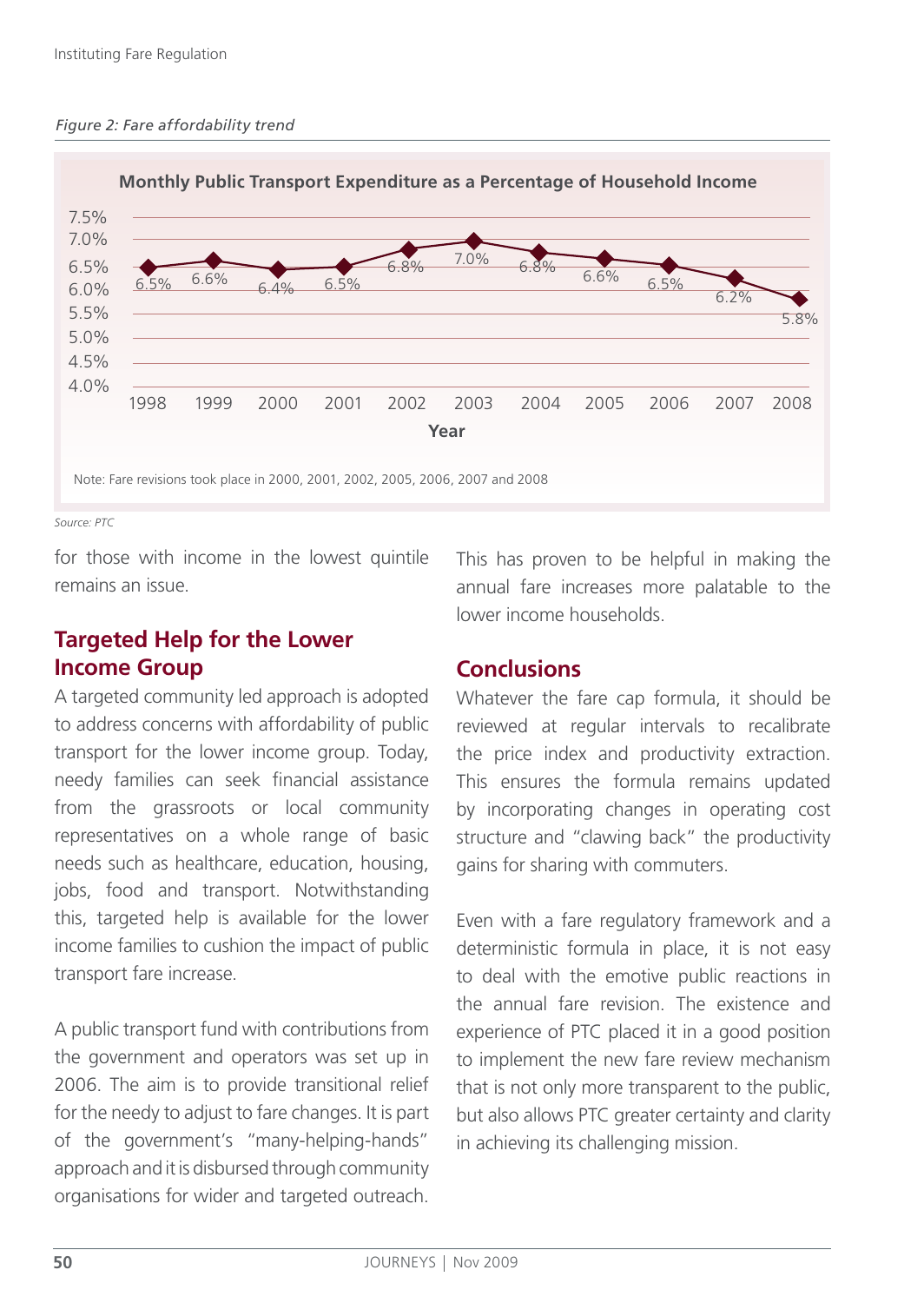*Figure 2: Fare affordability trend*

**Monthly Public Transport Expenditure as a Percentage of Household Income**

| Year | 1998 | 1999 | 2000 | 2001 | 2002 | 2003 | 2004 | 2005 | 2006 | 2007 | 2008 |
|---|---|---|---|---|---|---|---|---|---|---|---|
| % | 6.5% | 6.6% | 6.4% | 6.5% | 6.8% | 7.0% | 6.8% | 6.6% | 6.5% | 6.2% | 5.8% |

Note: Fare revisions took place in 2000, 2001, 2002, 2005, 2006, 2007 and 2008

*Source: PTC*

for those with income in the lowest quintile remains an issue.

## Targeted Help for the Lower Income Group

A targeted community led approach is adopted to address concerns with affordability of public transport for the lower income group. Today, needy families can seek financial assistance from the grassroots or local community representatives on a whole range of basic needs such as healthcare, education, housing, jobs, food and transport. Notwithstanding this, targeted help is available for the lower income families to cushion the impact of public transport fare increase.

A public transport fund with contributions from the government and operators was set up in 2006. The aim is to provide transitional relief for the needy to adjust to fare changes. It is part of the government's "many-helping-hands" approach and it is disbursed through community organisations for wider and targeted outreach. This has proven to be helpful in making the annual fare increases more palatable to the lower income households.

## Conclusions

Whatever the fare cap formula, it should be reviewed at regular intervals to recalibrate the price index and productivity extraction. This ensures the formula remains updated by incorporating changes in operating cost structure and "clawing back" the productivity gains for sharing with commuters.

Even with a fare regulatory framework and a deterministic formula in place, it is not easy to deal with the emotive public reactions in the annual fare revision. The existence and experience of PTC placed it in a good position to implement the new fare review mechanism that is not only more transparent to the public, but also allows PTC greater certainty and clarity in achieving its challenging mission.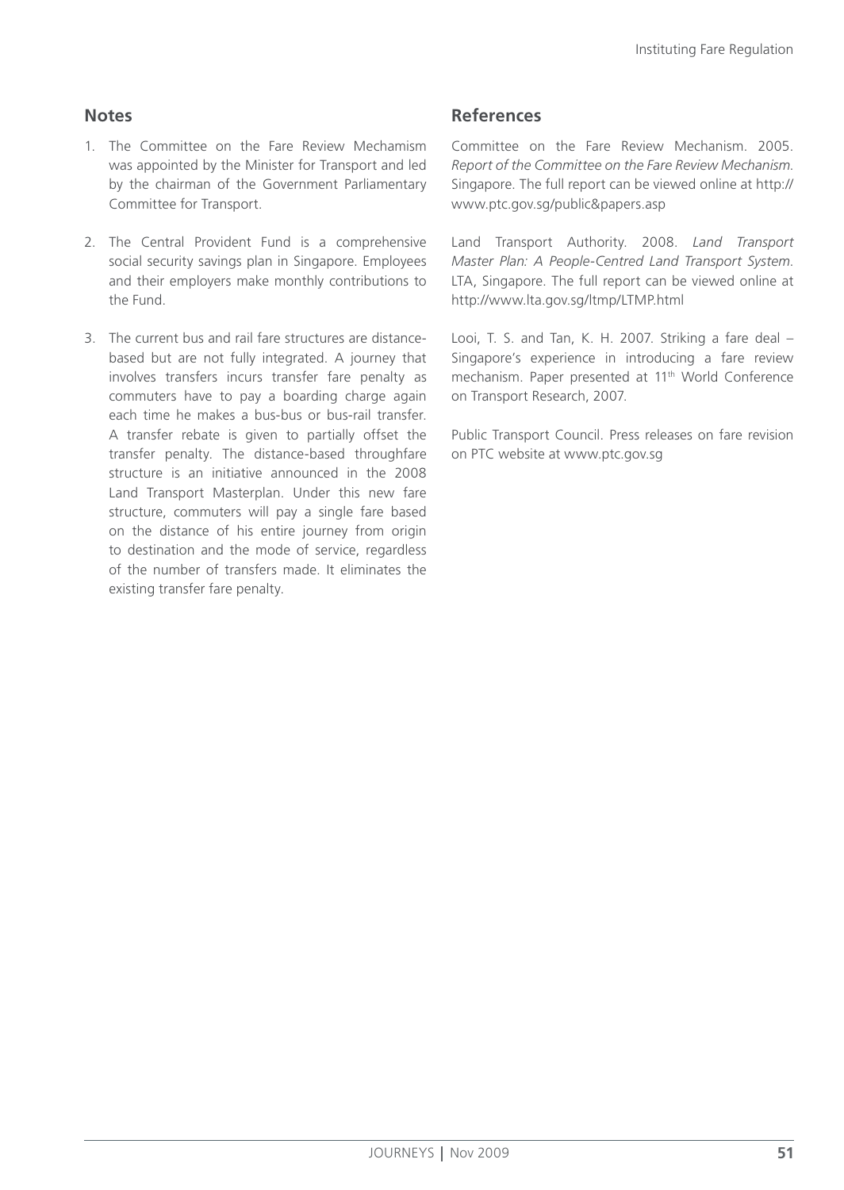## Notes

1. The Committee on the Fare Review Mechamism was appointed by the Minister for Transport and led by the chairman of the Government Parliamentary Committee for Transport.

2. The Central Provident Fund is a comprehensive social security savings plan in Singapore. Employees and their employers make monthly contributions to the Fund.

3. The current bus and rail fare structures are distance-based but are not fully integrated. A journey that involves transfers incurs transfer fare penalty as commuters have to pay a boarding charge again each time he makes a bus-bus or bus-rail transfer. A transfer rebate is given to partially offset the transfer penalty. The distance-based throughfare structure is an initiative announced in the 2008 Land Transport Masterplan. Under this new fare structure, commuters will pay a single fare based on the distance of his entire journey from origin to destination and the mode of service, regardless of the number of transfers made. It eliminates the existing transfer fare penalty.

## References

Committee on the Fare Review Mechanism. 2005. *Report of the Committee on the Fare Review Mechanism.* Singapore. The full report can be viewed online at http://www.ptc.gov.sg/public&papers.asp

Land Transport Authority. 2008. *Land Transport Master Plan: A People-Centred Land Transport System.* LTA, Singapore. The full report can be viewed online at http://www.lta.gov.sg/ltmp/LTMP.html

Looi, T. S. and Tan, K. H. 2007. Striking a fare deal – Singapore's experience in introducing a fare review mechanism. Paper presented at 11th World Conference on Transport Research, 2007.

Public Transport Council. Press releases on fare revision on PTC website at www.ptc.gov.sg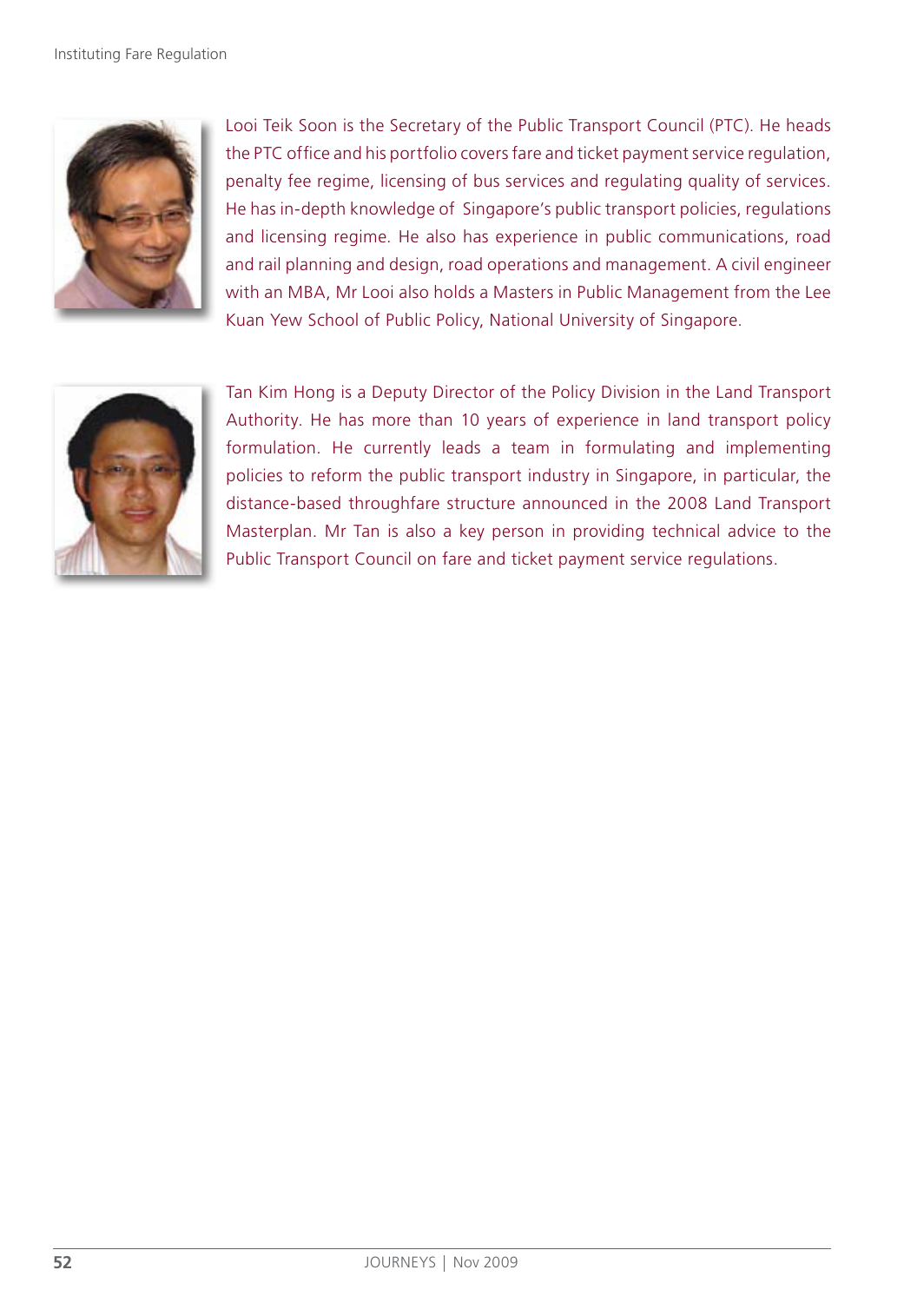Looi Teik Soon is the Secretary of the Public Transport Council (PTC). He heads the PTC office and his portfolio covers fare and ticket payment service regulation, penalty fee regime, licensing of bus services and regulating quality of services. He has in-depth knowledge of Singapore's public transport policies, regulations and licensing regime. He also has experience in public communications, road and rail planning and design, road operations and management. A civil engineer with an MBA, Mr Looi also holds a Masters in Public Management from the Lee Kuan Yew School of Public Policy, National University of Singapore.

Tan Kim Hong is a Deputy Director of the Policy Division in the Land Transport Authority. He has more than 10 years of experience in land transport policy formulation. He currently leads a team in formulating and implementing policies to reform the public transport industry in Singapore, in particular, the distance-based throughfare structure announced in the 2008 Land Transport Masterplan. Mr Tan is also a key person in providing technical advice to the Public Transport Council on fare and ticket payment service regulations.